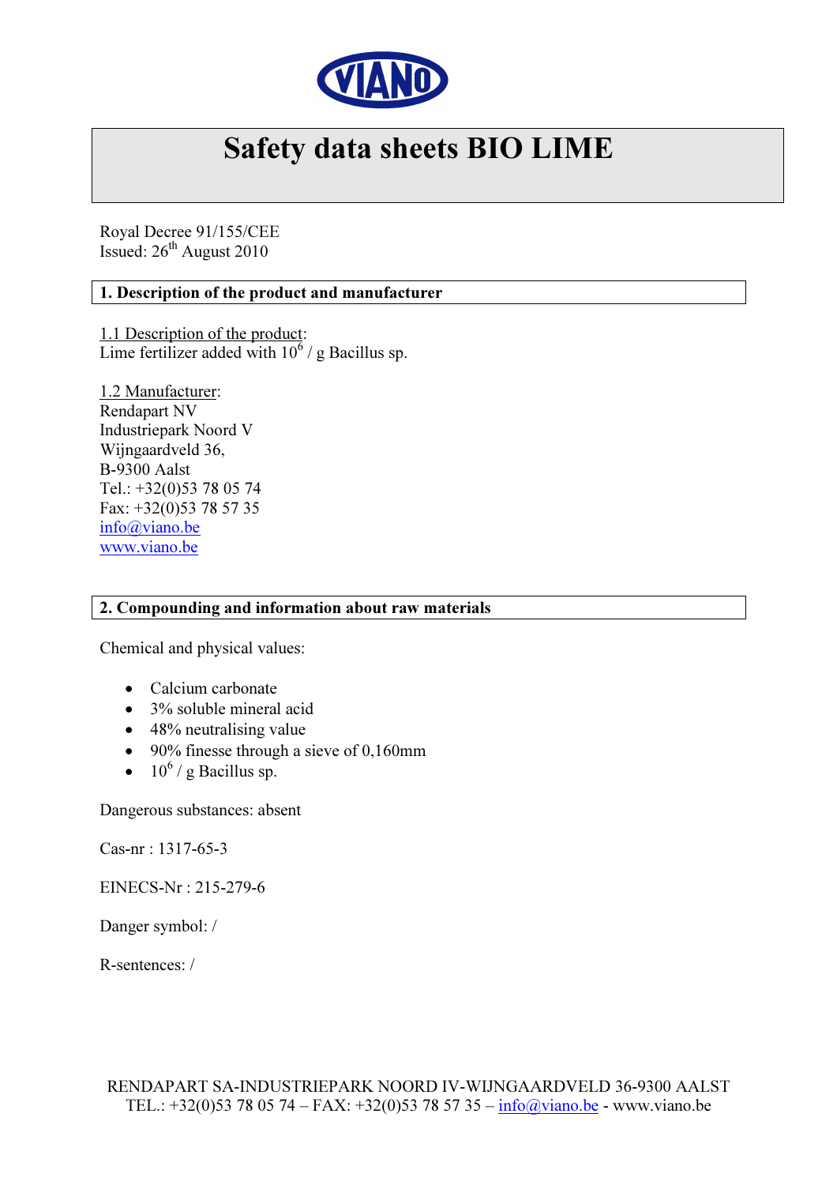VIANO

# Safety data sheets BIO LIME

Royal Decree 91/155/CEE
Issued: 26th August 2010

## 1. Description of the product and manufacturer

1.1 Description of the product:
Lime fertilizer added with $10^6$ / g Bacillus sp.

1.2 Manufacturer:
Rendapart NV
Industriepark Noord V
Wijngaardveld 36,
B-9300 Aalst
Tel.: +32(0)53 78 05 74
Fax: +32(0)53 78 57 35
info@viano.be
www.viano.be

## 2. Compounding and information about raw materials

Chemical and physical values:

- Calcium carbonate
- 3% soluble mineral acid
- 48% neutralising value
- 90% finesse through a sieve of 0,160mm
- $10^6$ / g Bacillus sp.

Dangerous substances: absent

Cas-nr : 1317-65-3

EINECS-Nr : 215-279-6

Danger symbol: /

R-sentences: /

RENDAPART SA-INDUSTRIEPARK NOORD IV-WIJNGAARDVELD 36-9300 AALST
TEL.: +32(0)53 78 05 74 – FAX: +32(0)53 78 57 35 – info@viano.be - www.viano.be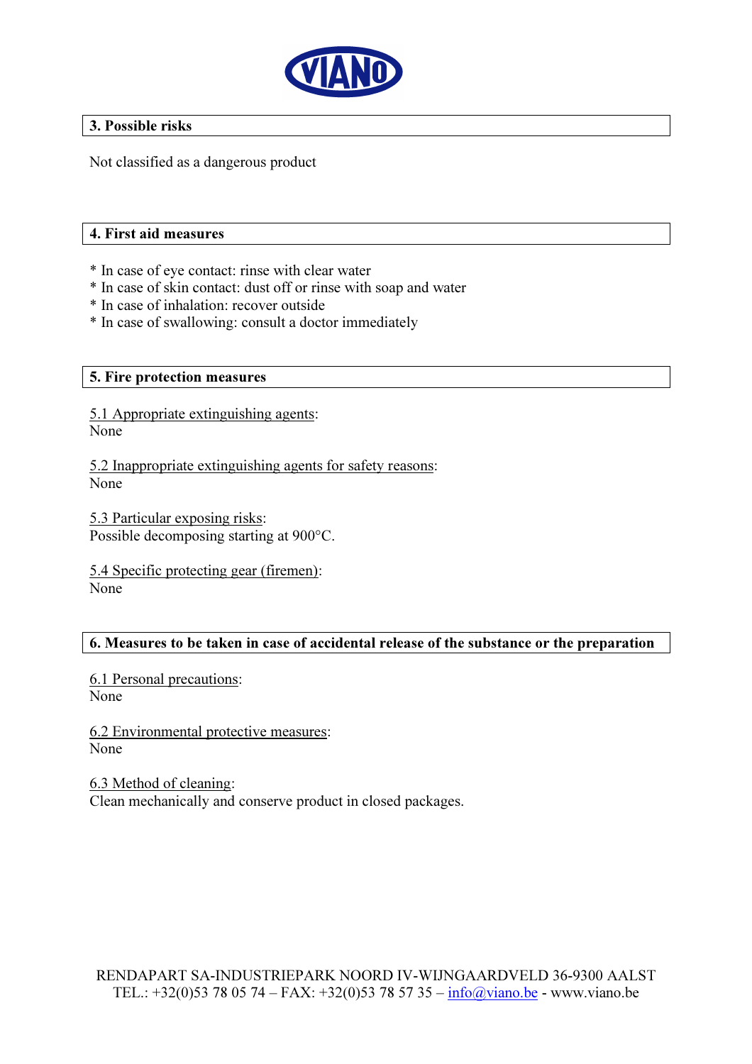## 3. Possible risks

Not classified as a dangerous product

## 4. First aid measures

* In case of eye contact: rinse with clear water
* In case of skin contact: dust off or rinse with soap and water
* In case of inhalation: recover outside
* In case of swallowing: consult a doctor immediately

## 5. Fire protection measures

5.1 Appropriate extinguishing agents:
None

5.2 Inappropriate extinguishing agents for safety reasons:
None

5.3 Particular exposing risks:
Possible decomposing starting at 900°C.

5.4 Specific protecting gear (firemen):
None

## 6. Measures to be taken in case of accidental release of the substance or the preparation

6.1 Personal precautions:
None

6.2 Environmental protective measures:
None

6.3 Method of cleaning:
Clean mechanically and conserve product in closed packages.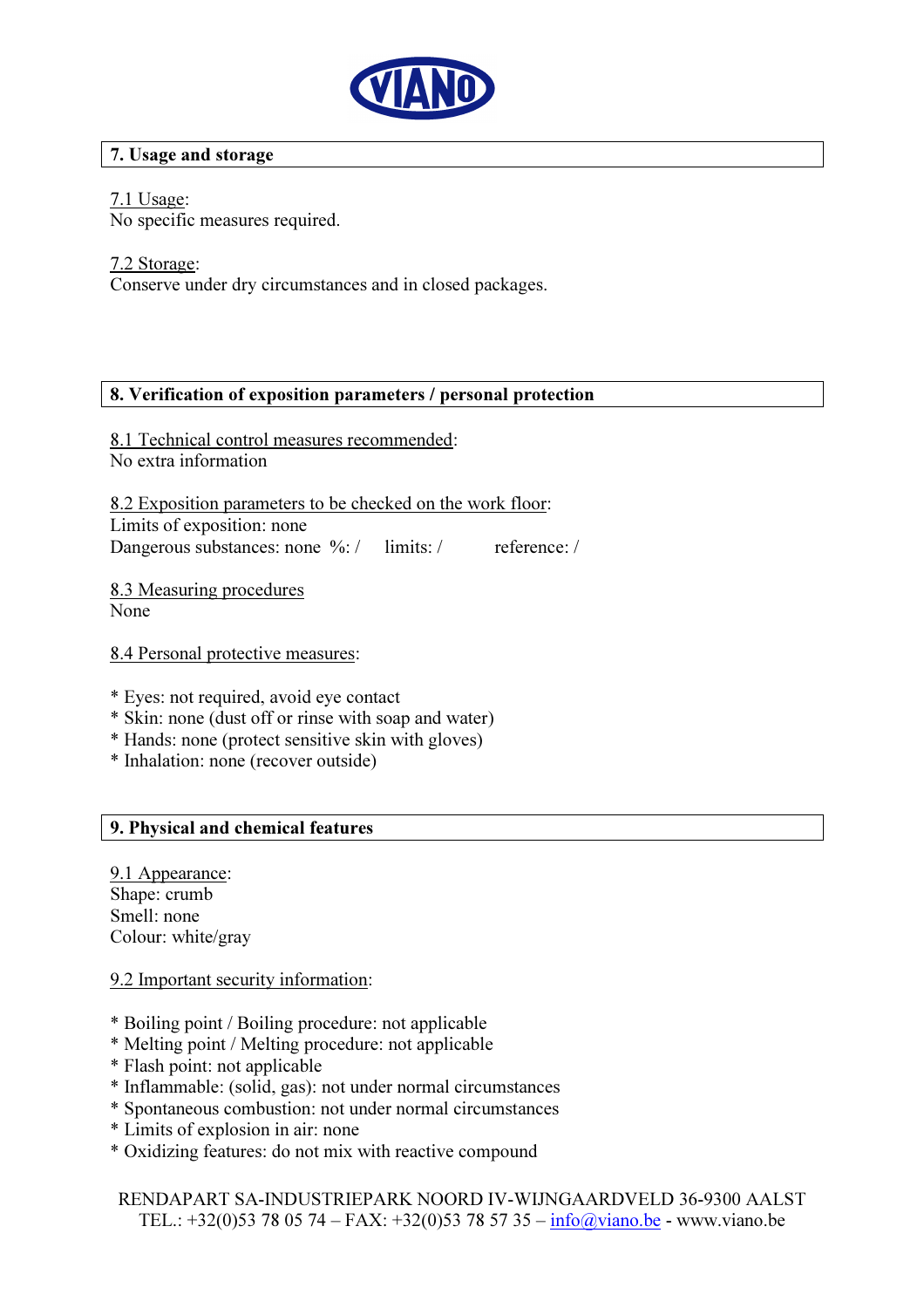## 7. Usage and storage

7.1 Usage:
No specific measures required.

7.2 Storage:
Conserve under dry circumstances and in closed packages.

## 8. Verification of exposition parameters / personal protection

8.1 Technical control measures recommended:
No extra information

8.2 Exposition parameters to be checked on the work floor:
Limits of exposition: none
Dangerous substances: none %: / limits: / reference: /

8.3 Measuring procedures
None

8.4 Personal protective measures:

* Eyes: not required, avoid eye contact
* Skin: none (dust off or rinse with soap and water)
* Hands: none (protect sensitive skin with gloves)
* Inhalation: none (recover outside)

## 9. Physical and chemical features

9.1 Appearance:
Shape: crumb
Smell: none
Colour: white/gray

9.2 Important security information:

* Boiling point / Boiling procedure: not applicable
* Melting point / Melting procedure: not applicable
* Flash point: not applicable
* Inflammable: (solid, gas): not under normal circumstances
* Spontaneous combustion: not under normal circumstances
* Limits of explosion in air: none
* Oxidizing features: do not mix with reactive compound

RENDAPART SA-INDUSTRIEPARK NOORD IV-WIJNGAARDVELD 36-9300 AALST
TEL.: +32(0)53 78 05 74 – FAX: +32(0)53 78 57 35 – info@viano.be - www.viano.be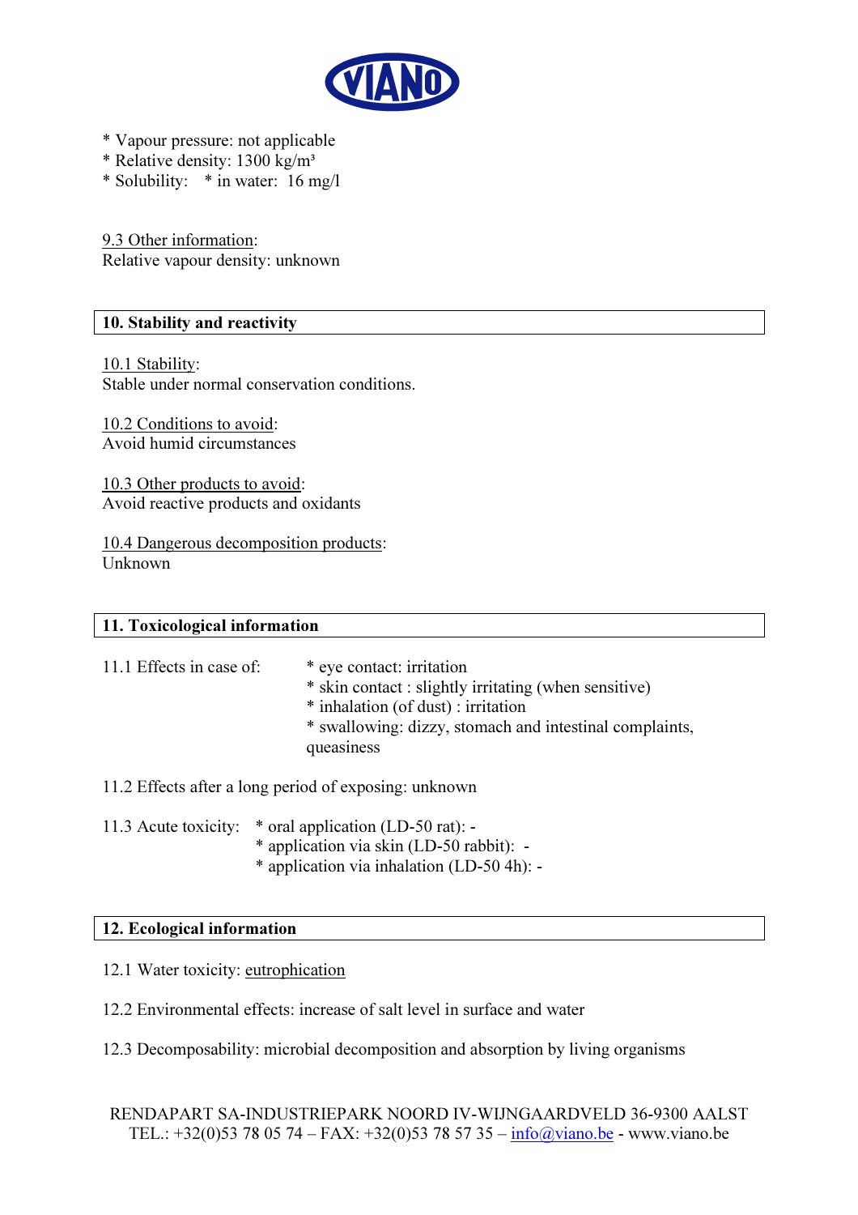* Vapour pressure: not applicable
* Relative density: 1300 kg/m³
* Solubility: * in water: 16 mg/l

9.3 Other information:
Relative vapour density: unknown

## 10. Stability and reactivity

10.1 Stability:
Stable under normal conservation conditions.

10.2 Conditions to avoid:
Avoid humid circumstances

10.3 Other products to avoid:
Avoid reactive products and oxidants

10.4 Dangerous decomposition products:
Unknown

## 11. Toxicological information

11.1 Effects in case of:
* eye contact: irritation
* skin contact : slightly irritating (when sensitive)
* inhalation (of dust) : irritation
* swallowing: dizzy, stomach and intestinal complaints, queasiness

11.2 Effects after a long period of exposing: unknown

11.3 Acute toxicity:
* oral application (LD-50 rat): -
* application via skin (LD-50 rabbit): -
* application via inhalation (LD-50 4h): -

## 12. Ecological information

12.1 Water toxicity: eutrophication

12.2 Environmental effects: increase of salt level in surface and water

12.3 Decomposability: microbial decomposition and absorption by living organisms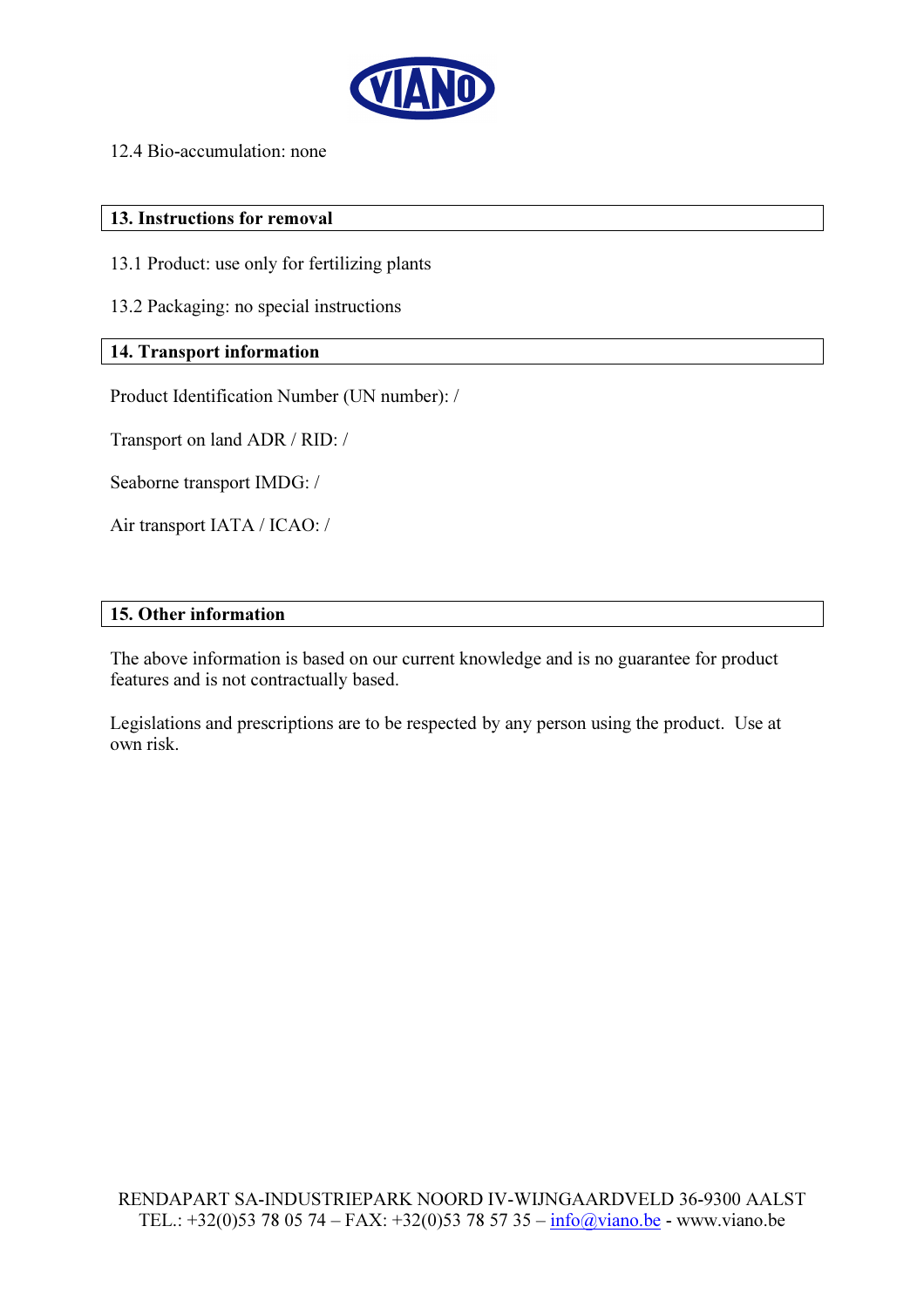12.4 Bio-accumulation: none

## 13. Instructions for removal

13.1 Product: use only for fertilizing plants

13.2 Packaging: no special instructions

## 14. Transport information

Product Identification Number (UN number): /

Transport on land ADR / RID: /

Seaborne transport IMDG: /

Air transport IATA / ICAO: /

## 15. Other information

The above information is based on our current knowledge and is no guarantee for product features and is not contractually based.

Legislations and prescriptions are to be respected by any person using the product. Use at own risk.